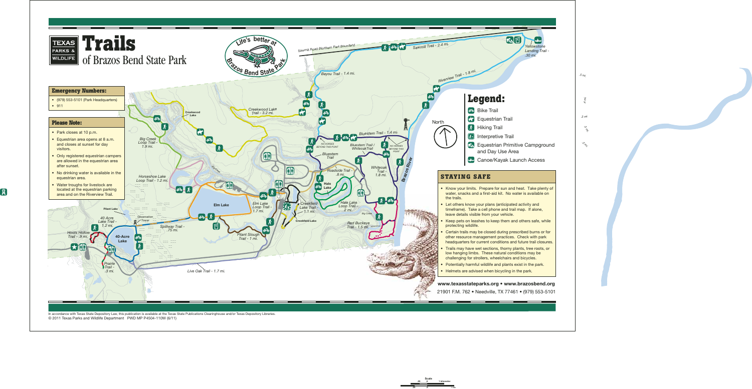# Trails of Brazos Bend State Park

TEXAS PARKS & WILDLIFE

Life's better at Brazos Bend State Park

## Emergency Numbers:

- (979) 553-5101 (Park Headquarters)
- 911

## Please Note:

- Park closes at 10 p.m.
- Equestrian area opens at 8 a.m. and closes at sunset for day visitors.
- Only registered equestrian campers are allowed in the equestrian area after sunset.
- No drinking water is available in the equestrian area.
- Water troughs for livestock are located at the equestrian parking area and on the Riverview Trail.

Sawmill Road (Northern Park Boundary)

Sawmill Trail - 2.4 mi.

Yellowstone Landing Trail - .30 mi.

Bayou Trail - 1.4 mi.

Riverview Trail - 1.8 mi.

Creekwood Lake

Creekwood Lake Trail - 3.2 mi.

Big Creek Loop Trail - 1.9 mi.

Bluestem Trail - 1.4 mi.

NO HORSES BEYOND THIS POINT

Bluestem Trail / Whiteoak Trail

Bluestem Trail

Whiteoak Trail - 1.8 mi.

Brazos River

Horseshoe Lake Loop Trail - 1.2 mi.

Big Creek

Roadside Trail - .8 mi.

Hale Lake

Hale Lake Loop Trail - .2 mi.

Pilant Lake

Elm Lake

Elm Lake Loop Trail - 1.7 mi.

Creekfield Lake Trail - 1.1 mi.

Creekfield Lake

Red Buckeye Trail - 1.5 mi.

40 Acre Lake Trail - 1.2 mi.

Observation Tower

Spillway Trail - .75 mi.

Pilant Slough Trail - 1 mi.

Hoots Hollow Trail - .9 mi.

40-Acre Lake

Prairie Trail - .3 mi.

Live Oak Trail - 1.7 mi.

North

## Legend:

- Bike Trail
- Equestrian Trail
- Hiking Trail
- Interpretive Trail
- Equestrian Primitive Campground and Day Use Area
- Canoe/Kayak Launch Access

## STAYING SAFE

- Know your limits. Prepare for sun and heat. Take plenty of water, snacks and a first-aid kit. No water is available on the trails.
- Let others know your plans (anticipated activity and timeframe). Take a cell phone and trail map. If alone, leave details visible from your vehicle.
- Keep pets on leashes to keep them and others safe, while protecting wildlife.
- Certain trails may be closed during prescribed burns or for other resource management practices. Check with park headquarters for current conditions and future trail closures.
- Trails may have wet sections, thorny plants, tree roots, or low hanging limbs. These natural conditions may be challenging for strollers, wheelchairs and bicycles.
- Potentially harmful wildlife and plants exist in the park.
- Helmets are advised when bicycling in the park.

**www.texasstateparks.org • www.brazosbend.org**

21901 F.M. 762 • Needville, TX 77461 • (979) 553-5101

In accordance with Texas State Depository Law, this publication is available at the Texas State Publications Clearinghouse and/or Texas Depository Libraries.
© 2011 Texas Parks and Wildlife Department PWD MP P4504-110W (6/11)

Scale: .25 .5 1 kilometer; .25 .5 1 mile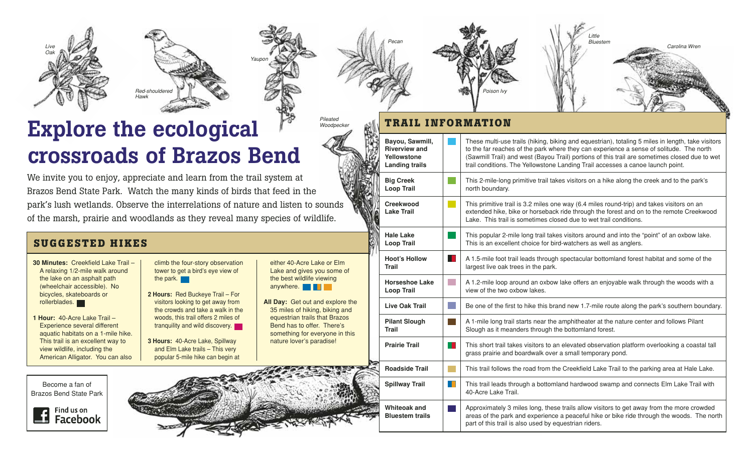Live Oak

Red-shouldered Hawk

Yaupon

Pileated Woodpecker

Pecan

Poison Ivy

Little Bluestem

Carolina Wren

# Explore the ecological crossroads of Brazos Bend

We invite you to enjoy, appreciate and learn from the trail system at Brazos Bend State Park. Watch the many kinds of birds that feed in the park's lush wetlands. Observe the interrelations of nature and listen to sounds of the marsh, prairie and woodlands as they reveal many species of wildlife.

## SUGGESTED HIKES

**30 Minutes:** Creekfield Lake Trail – A relaxing 1/2-mile walk around the lake on an asphalt path (wheelchair accessible). No bicycles, skateboards or rollerblades.

**1 Hour:** 40-Acre Lake Trail – Experience several different aquatic habitats on a 1-mile hike. This trail is an excellent way to view wildlife, including the American Alligator. You can also climb the four-story observation tower to get a bird's eye view of the park.

**2 Hours:** Red Buckeye Trail – For visitors looking to get away from the crowds and take a walk in the woods, this trail offers 2 miles of tranquility and wild discovery.

**3 Hours:** 40-Acre Lake, Spillway and Elm Lake trails – This very popular 5-mile hike can begin at either 40-Acre Lake or Elm Lake and gives you some of the best wildlife viewing anywhere.

**All Day:** Get out and explore the 35 miles of hiking, biking and equestrian trails that Brazos Bend has to offer. There's something for everyone in this nature lover's paradise!

Become a fan of Brazos Bend State Park

Find us on Facebook

## TRAIL INFORMATION

| | |
|---|---|
| **Bayou, Sawmill, Riverview and Yellowstone Landing trails** | These multi-use trails (hiking, biking and equestrian), totaling 5 miles in length, take visitors to the far reaches of the park where they can experience a sense of solitude. The north (Sawmill Trail) and west (Bayou Trail) portions of this trail are sometimes closed due to wet trail conditions. The Yellowstone Landing Trail accesses a canoe launch point. |
| **Big Creek Loop Trail** | This 2-mile-long primitive trail takes visitors on a hike along the creek and to the park's north boundary. |
| **Creekwood Lake Trail** | This primitive trail is 3.2 miles one way (6.4 miles round-trip) and takes visitors on an extended hike, bike or horseback ride through the forest and on to the remote Creekwood Lake. This trail is sometimes closed due to wet trail conditions. |
| **Hale Lake Loop Trail** | This popular 2-mile long trail takes visitors around and into the "point" of an oxbow lake. This is an excellent choice for bird-watchers as well as anglers. |
| **Hoot's Hollow Trail** | A 1.5-mile foot trail leads through spectacular bottomland forest habitat and some of the largest live oak trees in the park. |
| **Horseshoe Lake Loop Trail** | A 1.2-mile loop around an oxbow lake offers an enjoyable walk through the woods with a view of the two oxbow lakes. |
| **Live Oak Trail** | Be one of the first to hike this brand new 1.7-mile route along the park's southern boundary. |
| **Pilant Slough Trail** | A 1-mile long trail starts near the amphitheater at the nature center and follows Pilant Slough as it meanders through the bottomland forest. |
| **Prairie Trail** | This short trail takes visitors to an elevated observation platform overlooking a coastal tall grass prairie and boardwalk over a small temporary pond. |
| **Roadside Trail** | This trail follows the road from the Creekfield Lake Trail to the parking area at Hale Lake. |
| **Spillway Trail** | This trail leads through a bottomland hardwood swamp and connects Elm Lake Trail with 40-Acre Lake Trail. |
| **Whiteoak and Bluestem trails** | Approximately 3 miles long, these trails allow visitors to get away from the more crowded areas of the park and experience a peaceful hike or bike ride through the woods. The north part of this trail is also used by equestrian riders. |